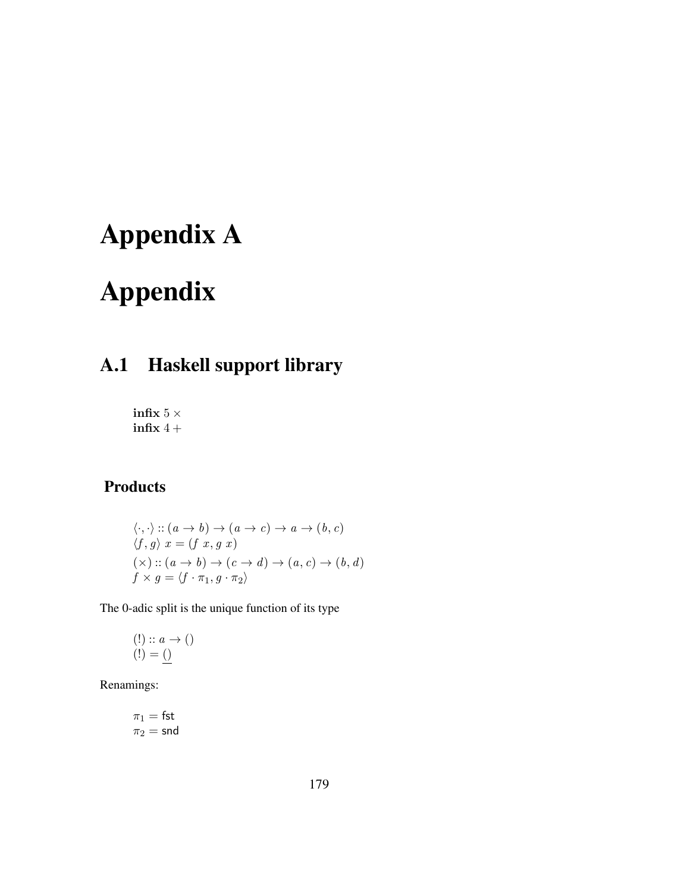# Appendix A

# Appendix

## A.1 Haskell support library

$$
\begin{array}{l}
\textbf{infix } 5 \times \\
\textbf{infix } 4 +
\end{array}
$$

### Products

$$
\begin{array}{l}
\langle \cdot, \cdot \rangle :: (a \to b) \to (a \to c) \to a \to (b, c) \\
\langle f, g \rangle \; x = (f \; x, g \; x) \\
(\times) :: (a \to b) \to (c \to d) \to (a, c) \to (b, d) \\
f \times g = \langle f \cdot \pi_1, g \cdot \pi_2 \rangle
\end{array}
$$

The 0-adic split is the unique function of its type

$$
\begin{array}{l}
(!) :: a \to () \\
(!) = \underline{()}
\end{array}
$$

Renamings:

$$
\begin{array}{l}
\pi_1 = \mathsf{fst} \\
\pi_2 = \mathsf{snd}
\end{array}
$$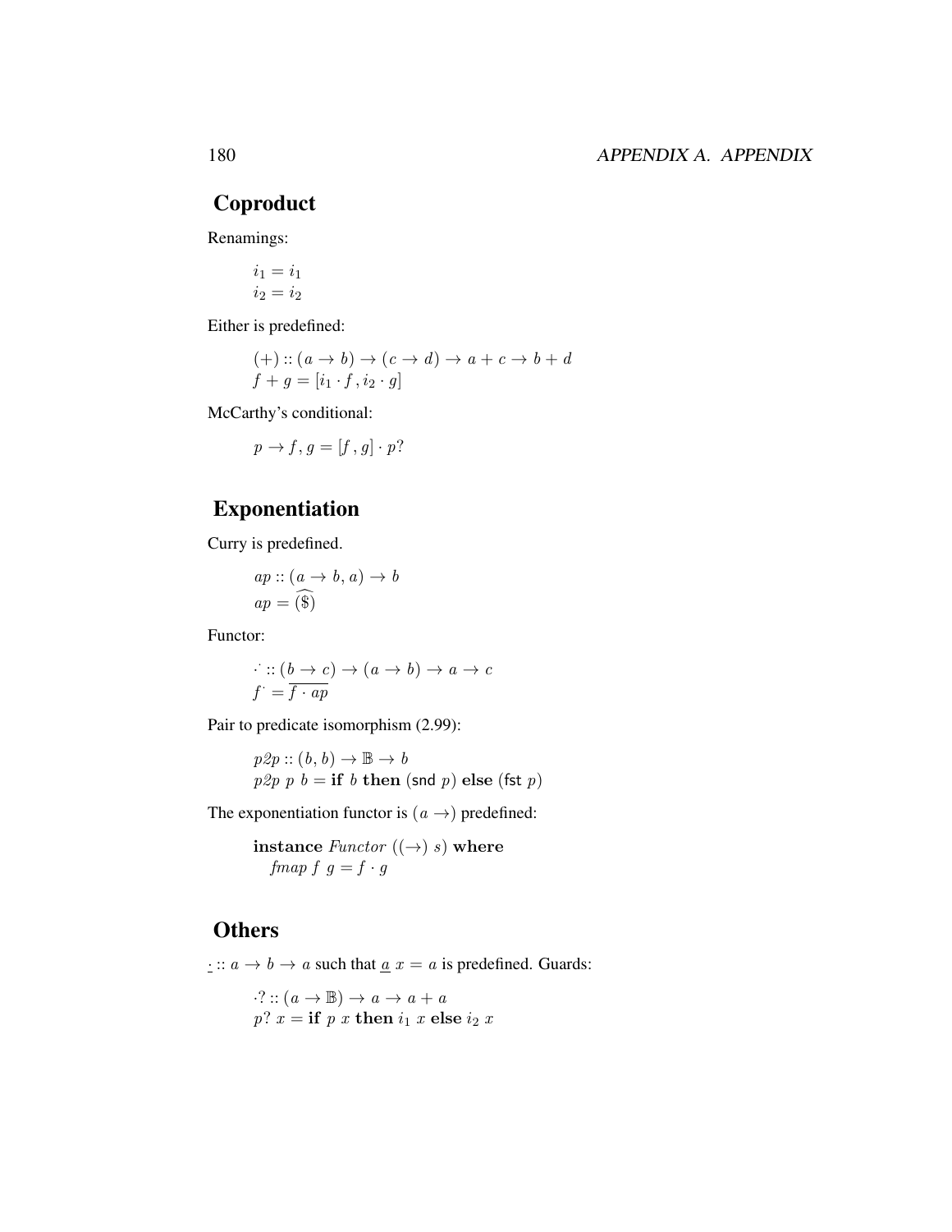## Coproduct

Renamings:

$$i_1 = i_1$$
$$i_2 = i_2$$

Either is predefined:

$$(+) :: (a \to b) \to (c \to d) \to a + c \to b + d$$
$$f + g = [i_1 \cdot f\, , i_2 \cdot g]$$

McCarthy's conditional:

$$p \to f, g = [f\, , g] \cdot p?$$

## Exponentiation

Curry is predefined.

$$ap :: (a \to b, a) \to b$$
$$ap = \widehat{(\$)}$$

Functor:

$$\cdot^{\cdot} :: (b \to c) \to (a \to b) \to a \to c$$
$$f^{\cdot} = \overline{f \cdot ap}$$

Pair to predicate isomorphism (2.99):

$$p2p :: (b, b) \to \mathbb{B} \to b$$
$$p2p\ p\ b = \textbf{if}\ b\ \textbf{then}\ (\mathsf{snd}\ p)\ \textbf{else}\ (\mathsf{fst}\ p)$$

The exponentiation functor is $(a \to)$ predefined:

$$\textbf{instance}\ \mathit{Functor}\ ((\to)\ s)\ \textbf{where}$$
$$\mathit{fmap}\ f\ g = f \cdot g$$

## Others

$\underline{\cdot} :: a \to b \to a$ such that $\underline{a}\ x = a$ is predefined. Guards:

$$\cdot? :: (a \to \mathbb{B}) \to a \to a + a$$
$$p?\ x = \textbf{if}\ p\ x\ \textbf{then}\ i_1\ x\ \textbf{else}\ i_2\ x$$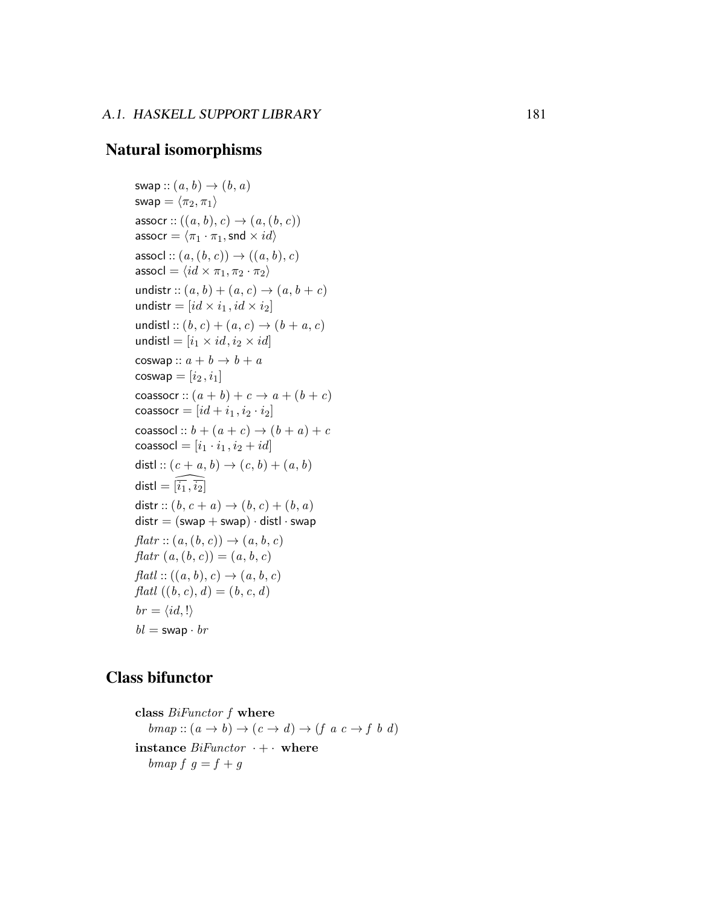## Natural isomorphisms

$\mathsf{swap} :: (a, b) \rightarrow (b, a)$
$\mathsf{swap} = \langle \pi_2, \pi_1 \rangle$

$\mathsf{assocr} :: ((a, b), c) \rightarrow (a, (b, c))$
$\mathsf{assocr} = \langle \pi_1 \cdot \pi_1, \mathsf{snd} \times id \rangle$

$\mathsf{assocl} :: (a, (b, c)) \rightarrow ((a, b), c)$
$\mathsf{assocl} = \langle id \times \pi_1, \pi_2 \cdot \pi_2 \rangle$

$\mathsf{undistr} :: (a, b) + (a, c) \rightarrow (a, b + c)$
$\mathsf{undistr} = [id \times i_1, id \times i_2]$

$\mathsf{undistl} :: (b, c) + (a, c) \rightarrow (b + a, c)$
$\mathsf{undistl} = [i_1 \times id, i_2 \times id]$

$\mathsf{coswap} :: a + b \rightarrow b + a$
$\mathsf{coswap} = [i_2, i_1]$

$\mathsf{coassocr} :: (a + b) + c \rightarrow a + (b + c)$
$\mathsf{coassocr} = [id + i_1, i_2 \cdot i_2]$

$\mathsf{coassocl} :: b + (a + c) \rightarrow (b + a) + c$
$\mathsf{coassocl} = [i_1 \cdot i_1, i_2 + id]$

$\mathsf{distl} :: (c + a, b) \rightarrow (c, b) + (a, b)$
$\mathsf{distl} = \widehat{[\overline{i_1}, \overline{i_2}]}$

$\mathsf{distr} :: (b, c + a) \rightarrow (b, c) + (b, a)$
$\mathsf{distr} = (\mathsf{swap} + \mathsf{swap}) \cdot \mathsf{distl} \cdot \mathsf{swap}$

$flatr :: (a, (b, c)) \rightarrow (a, b, c)$
$flatr\ (a, (b, c)) = (a, b, c)$

$flatl :: ((a, b), c) \rightarrow (a, b, c)$
$flatl\ ((b, c), d) = (b, c, d)$

$br = \langle id, ! \rangle$

$bl = \mathsf{swap} \cdot br$

## Class bifunctor

**class** $BiFunctor\ f$ **where**
  $bmap :: (a \rightarrow b) \rightarrow (c \rightarrow d) \rightarrow (f\ a\ c \rightarrow f\ b\ d)$
**instance** $BiFunctor\ \cdot + \cdot$ **where**
  $bmap\ f\ g = f + g$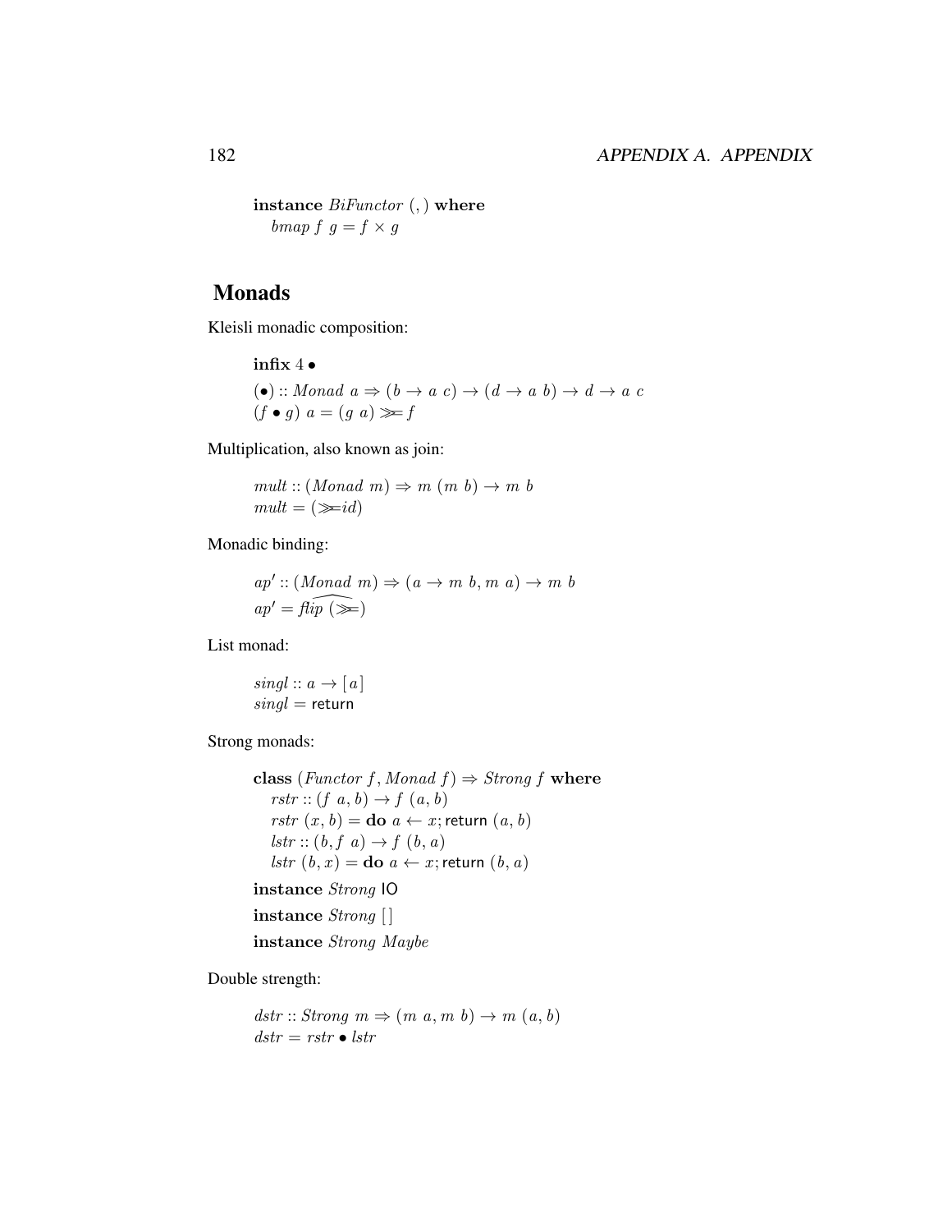```
instance BiFunctor (,) where
  bmap f g = f × g
```

## Monads

Kleisli monadic composition:

```
infix 4 •
(•) :: Monad a ⇒ (b → a c) → (d → a b) → d → a c
(f • g) a = (g a) ≫= f
```

Multiplication, also known as join:

```
mult :: (Monad m) ⇒ m (m b) → m b
mult = (≫=id)
```

Monadic binding:

```
ap' :: (Monad m) ⇒ (a → m b, m a) → m b
ap' = \widehat{flip (≫=)}
```

List monad:

```
singl :: a → [a]
singl = return
```

Strong monads:

```
class (Functor f, Monad f) ⇒ Strong f where
  rstr :: (f a, b) → f (a, b)
  rstr (x, b) = do a ← x; return (a, b)
  lstr :: (b, f a) → f (b, a)
  lstr (b, x) = do a ← x; return (b, a)
instance Strong IO
instance Strong []
instance Strong Maybe
```

Double strength:

```
dstr :: Strong m ⇒ (m a, m b) → m (a, b)
dstr = rstr • lstr
```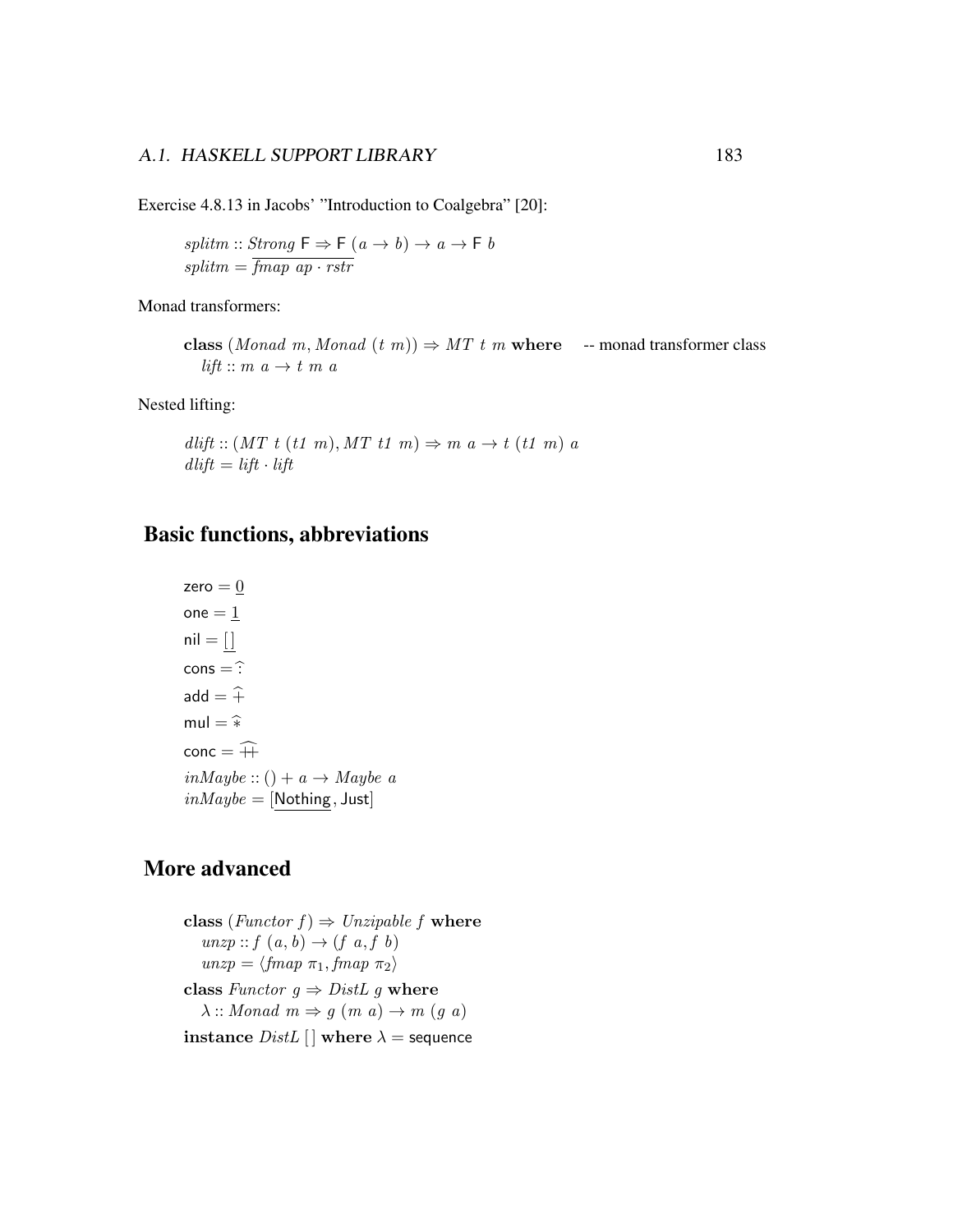Exercise 4.8.13 in Jacobs' "Introduction to Coalgebra" [20]:

$$splitm :: Strong\ \mathsf{F} \Rightarrow \mathsf{F}\ (a \rightarrow b) \rightarrow a \rightarrow \mathsf{F}\ b$$
$$splitm = \overline{fmap\ ap \cdot rstr}$$

Monad transformers:

$$\mathbf{class}\ (Monad\ m, Monad\ (t\ m)) \Rightarrow MT\ t\ m\ \mathbf{where} \quad \text{-- monad transformer class}$$
$$\quad lift :: m\ a \rightarrow t\ m\ a$$

Nested lifting:

$$dlift :: (MT\ t\ (t1\ m), MT\ t1\ m) \Rightarrow m\ a \rightarrow t\ (t1\ m)\ a$$
$$dlift = lift \cdot lift$$

## Basic functions, abbreviations

$$\mathsf{zero} = \underline{0}$$
$$\mathsf{one} = \underline{1}$$
$$\mathsf{nil} = \underline{[\,]}$$
$$\mathsf{cons} = \widehat{:}$$
$$\mathsf{add} = \widehat{+}$$
$$\mathsf{mul} = \widehat{*}$$
$$\mathsf{conc} = \widehat{+\!\!+}$$
$$inMaybe :: () + a \rightarrow Maybe\ a$$
$$inMaybe = [\underline{\mathsf{Nothing}}, \mathsf{Just}]$$

## More advanced

$$\mathbf{class}\ (Functor\ f) \Rightarrow Unzipable\ f\ \mathbf{where}$$
$$\quad unzp :: f\ (a, b) \rightarrow (f\ a, f\ b)$$
$$\quad unzp = \langle fmap\ \pi_1, fmap\ \pi_2 \rangle$$
$$\mathbf{class}\ Functor\ g \Rightarrow DistL\ g\ \mathbf{where}$$
$$\quad \lambda :: Monad\ m \Rightarrow g\ (m\ a) \rightarrow m\ (g\ a)$$
$$\mathbf{instance}\ DistL\ [\,]\ \mathbf{where}\ \lambda = \mathsf{sequence}$$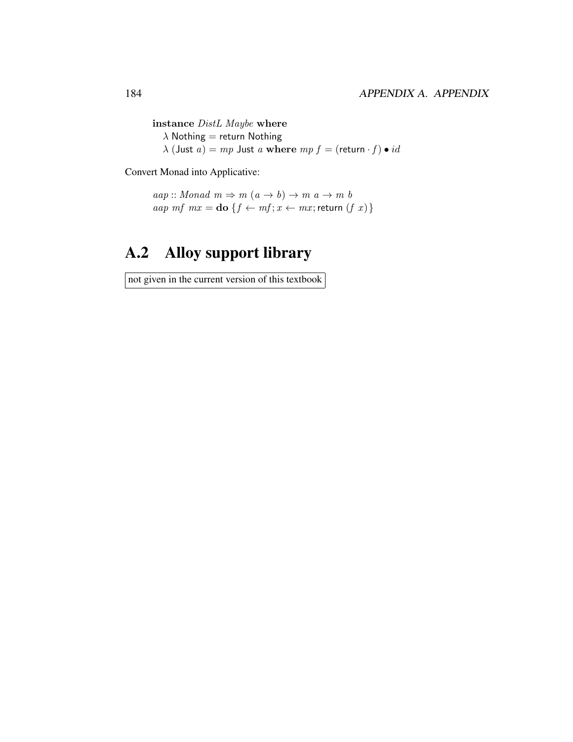**instance** *DistL Maybe* **where**
  $\lambda$ Nothing = return Nothing
  $\lambda$ (Just $a$) = $mp$ Just $a$ **where** $mp\ f = (\mathsf{return} \cdot f) \bullet id$

Convert Monad into Applicative:

$$aap :: Monad\ m \Rightarrow m\ (a \rightarrow b) \rightarrow m\ a \rightarrow m\ b$$
$$aap\ mf\ mx = \mathbf{do}\ \{f \leftarrow mf; x \leftarrow mx; \mathsf{return}\ (f\ x)\}$$

## A.2 Alloy support library

not given in the current version of this textbook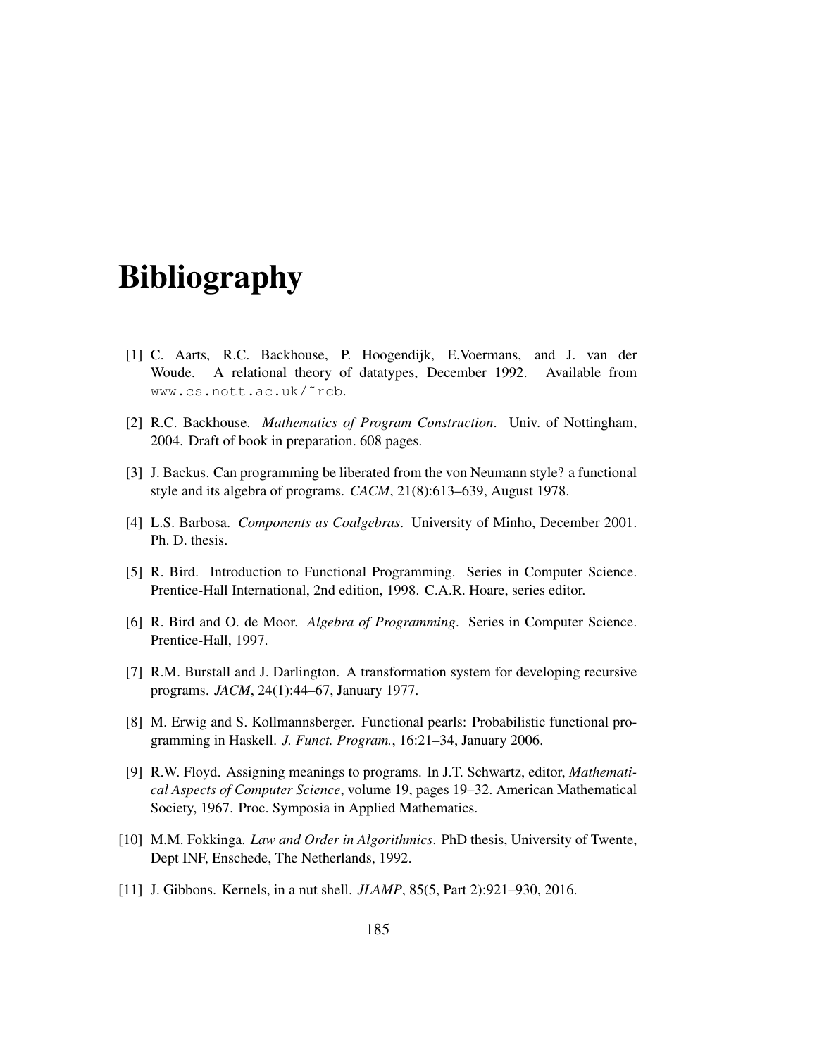# Bibliography

[1] C. Aarts, R.C. Backhouse, P. Hoogendijk, E.Voermans, and J. van der Woude. A relational theory of datatypes, December 1992. Available from www.cs.nott.ac.uk/˜rcb.

[2] R.C. Backhouse. *Mathematics of Program Construction*. Univ. of Nottingham, 2004. Draft of book in preparation. 608 pages.

[3] J. Backus. Can programming be liberated from the von Neumann style? a functional style and its algebra of programs. *CACM*, 21(8):613–639, August 1978.

[4] L.S. Barbosa. *Components as Coalgebras*. University of Minho, December 2001. Ph. D. thesis.

[5] R. Bird. Introduction to Functional Programming. Series in Computer Science. Prentice-Hall International, 2nd edition, 1998. C.A.R. Hoare, series editor.

[6] R. Bird and O. de Moor. *Algebra of Programming*. Series in Computer Science. Prentice-Hall, 1997.

[7] R.M. Burstall and J. Darlington. A transformation system for developing recursive programs. *JACM*, 24(1):44–67, January 1977.

[8] M. Erwig and S. Kollmannsberger. Functional pearls: Probabilistic functional programming in Haskell. *J. Funct. Program.*, 16:21–34, January 2006.

[9] R.W. Floyd. Assigning meanings to programs. In J.T. Schwartz, editor, *Mathematical Aspects of Computer Science*, volume 19, pages 19–32. American Mathematical Society, 1967. Proc. Symposia in Applied Mathematics.

[10] M.M. Fokkinga. *Law and Order in Algorithmics*. PhD thesis, University of Twente, Dept INF, Enschede, The Netherlands, 1992.

[11] J. Gibbons. Kernels, in a nut shell. *JLAMP*, 85(5, Part 2):921–930, 2016.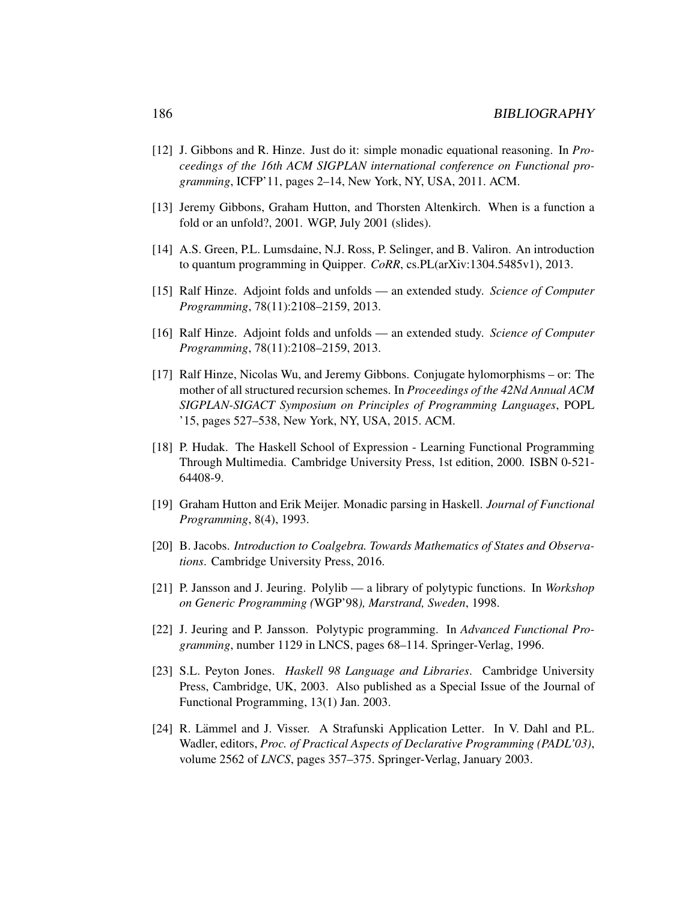[12] J. Gibbons and R. Hinze. Just do it: simple monadic equational reasoning. In *Proceedings of the 16th ACM SIGPLAN international conference on Functional programming*, ICFP'11, pages 2–14, New York, NY, USA, 2011. ACM.

[13] Jeremy Gibbons, Graham Hutton, and Thorsten Altenkirch. When is a function a fold or an unfold?, 2001. WGP, July 2001 (slides).

[14] A.S. Green, P.L. Lumsdaine, N.J. Ross, P. Selinger, and B. Valiron. An introduction to quantum programming in Quipper. *CoRR*, cs.PL(arXiv:1304.5485v1), 2013.

[15] Ralf Hinze. Adjoint folds and unfolds — an extended study. *Science of Computer Programming*, 78(11):2108–2159, 2013.

[16] Ralf Hinze. Adjoint folds and unfolds — an extended study. *Science of Computer Programming*, 78(11):2108–2159, 2013.

[17] Ralf Hinze, Nicolas Wu, and Jeremy Gibbons. Conjugate hylomorphisms – or: The mother of all structured recursion schemes. In *Proceedings of the 42Nd Annual ACM SIGPLAN-SIGACT Symposium on Principles of Programming Languages*, POPL '15, pages 527–538, New York, NY, USA, 2015. ACM.

[18] P. Hudak. The Haskell School of Expression - Learning Functional Programming Through Multimedia. Cambridge University Press, 1st edition, 2000. ISBN 0-521-64408-9.

[19] Graham Hutton and Erik Meijer. Monadic parsing in Haskell. *Journal of Functional Programming*, 8(4), 1993.

[20] B. Jacobs. *Introduction to Coalgebra. Towards Mathematics of States and Observations*. Cambridge University Press, 2016.

[21] P. Jansson and J. Jeuring. Polylib — a library of polytypic functions. In *Workshop on Generic Programming (*WGP'98*), Marstrand, Sweden*, 1998.

[22] J. Jeuring and P. Jansson. Polytypic programming. In *Advanced Functional Programming*, number 1129 in LNCS, pages 68–114. Springer-Verlag, 1996.

[23] S.L. Peyton Jones. *Haskell 98 Language and Libraries*. Cambridge University Press, Cambridge, UK, 2003. Also published as a Special Issue of the Journal of Functional Programming, 13(1) Jan. 2003.

[24] R. Lämmel and J. Visser. A Strafunski Application Letter. In V. Dahl and P.L. Wadler, editors, *Proc. of Practical Aspects of Declarative Programming (PADL'03)*, volume 2562 of *LNCS*, pages 357–375. Springer-Verlag, January 2003.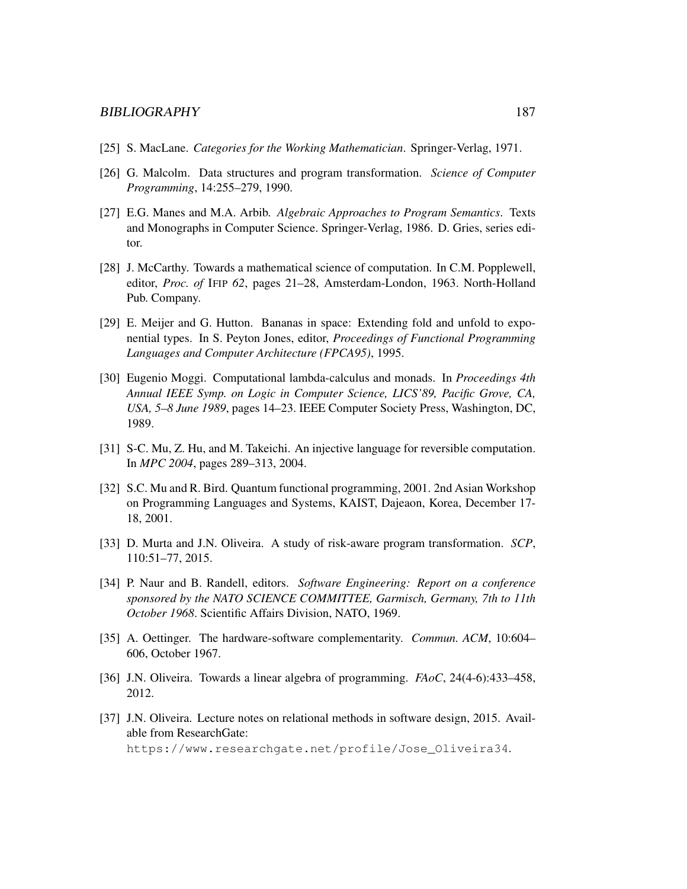[25] S. MacLane. *Categories for the Working Mathematician*. Springer-Verlag, 1971.

[26] G. Malcolm. Data structures and program transformation. *Science of Computer Programming*, 14:255–279, 1990.

[27] E.G. Manes and M.A. Arbib. *Algebraic Approaches to Program Semantics*. Texts and Monographs in Computer Science. Springer-Verlag, 1986. D. Gries, series editor.

[28] J. McCarthy. Towards a mathematical science of computation. In C.M. Popplewell, editor, *Proc. of* IFIP *62*, pages 21–28, Amsterdam-London, 1963. North-Holland Pub. Company.

[29] E. Meijer and G. Hutton. Bananas in space: Extending fold and unfold to exponential types. In S. Peyton Jones, editor, *Proceedings of Functional Programming Languages and Computer Architecture (FPCA95)*, 1995.

[30] Eugenio Moggi. Computational lambda-calculus and monads. In *Proceedings 4th Annual IEEE Symp. on Logic in Computer Science, LICS'89, Pacific Grove, CA, USA, 5–8 June 1989*, pages 14–23. IEEE Computer Society Press, Washington, DC, 1989.

[31] S-C. Mu, Z. Hu, and M. Takeichi. An injective language for reversible computation. In *MPC 2004*, pages 289–313, 2004.

[32] S.C. Mu and R. Bird. Quantum functional programming, 2001. 2nd Asian Workshop on Programming Languages and Systems, KAIST, Dajeaon, Korea, December 17-18, 2001.

[33] D. Murta and J.N. Oliveira. A study of risk-aware program transformation. *SCP*, 110:51–77, 2015.

[34] P. Naur and B. Randell, editors. *Software Engineering: Report on a conference sponsored by the NATO SCIENCE COMMITTEE, Garmisch, Germany, 7th to 11th October 1968*. Scientific Affairs Division, NATO, 1969.

[35] A. Oettinger. The hardware-software complementarity. *Commun. ACM*, 10:604–606, October 1967.

[36] J.N. Oliveira. Towards a linear algebra of programming. *FAoC*, 24(4-6):433–458, 2012.

[37] J.N. Oliveira. Lecture notes on relational methods in software design, 2015. Available from ResearchGate: `https://www.researchgate.net/profile/Jose_Oliveira34`.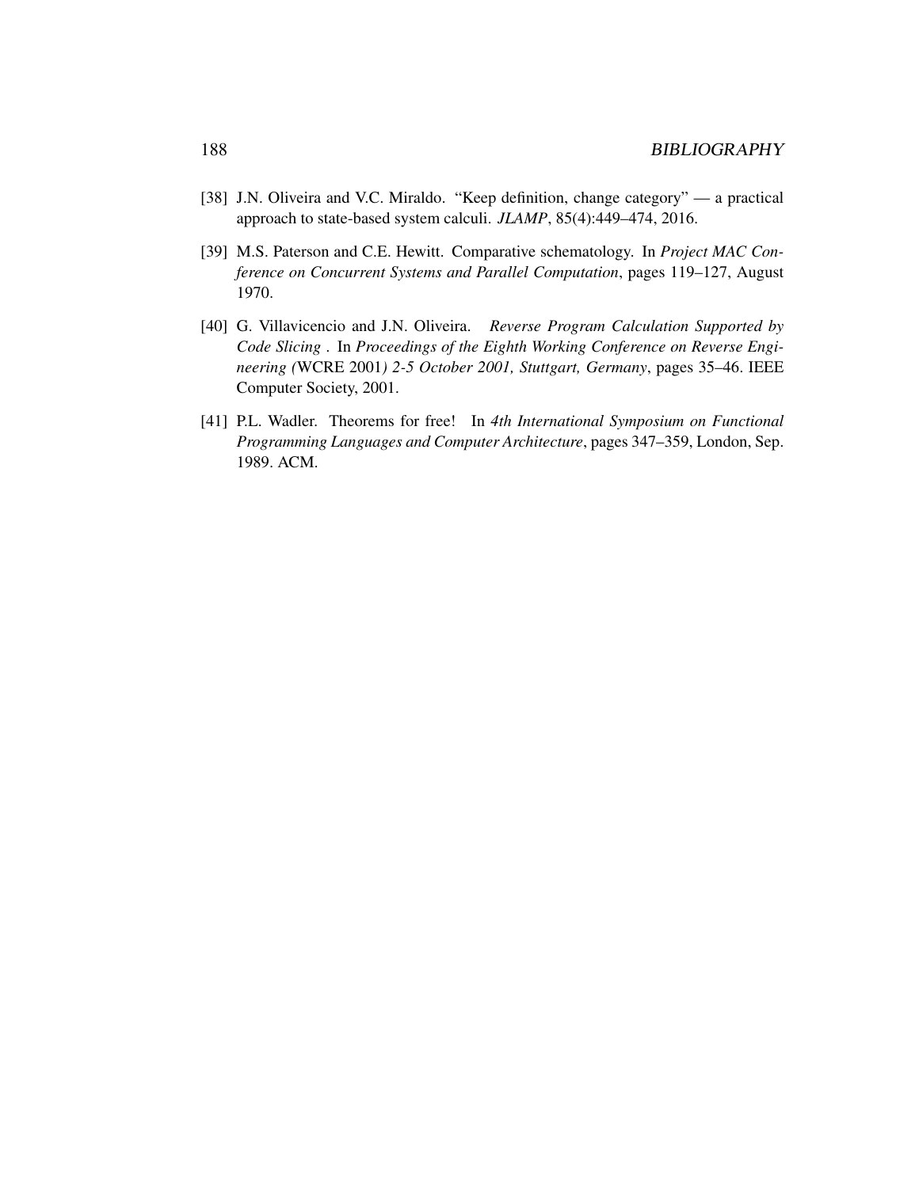[38] J.N. Oliveira and V.C. Miraldo. "Keep definition, change category" — a practical approach to state-based system calculi. *JLAMP*, 85(4):449–474, 2016.

[39] M.S. Paterson and C.E. Hewitt. Comparative schematology. In *Project MAC Conference on Concurrent Systems and Parallel Computation*, pages 119–127, August 1970.

[40] G. Villavicencio and J.N. Oliveira. *Reverse Program Calculation Supported by Code Slicing* . In *Proceedings of the Eighth Working Conference on Reverse Engineering (*WCRE 2001*) 2-5 October 2001, Stuttgart, Germany*, pages 35–46. IEEE Computer Society, 2001.

[41] P.L. Wadler. Theorems for free! In *4th International Symposium on Functional Programming Languages and Computer Architecture*, pages 347–359, London, Sep. 1989. ACM.